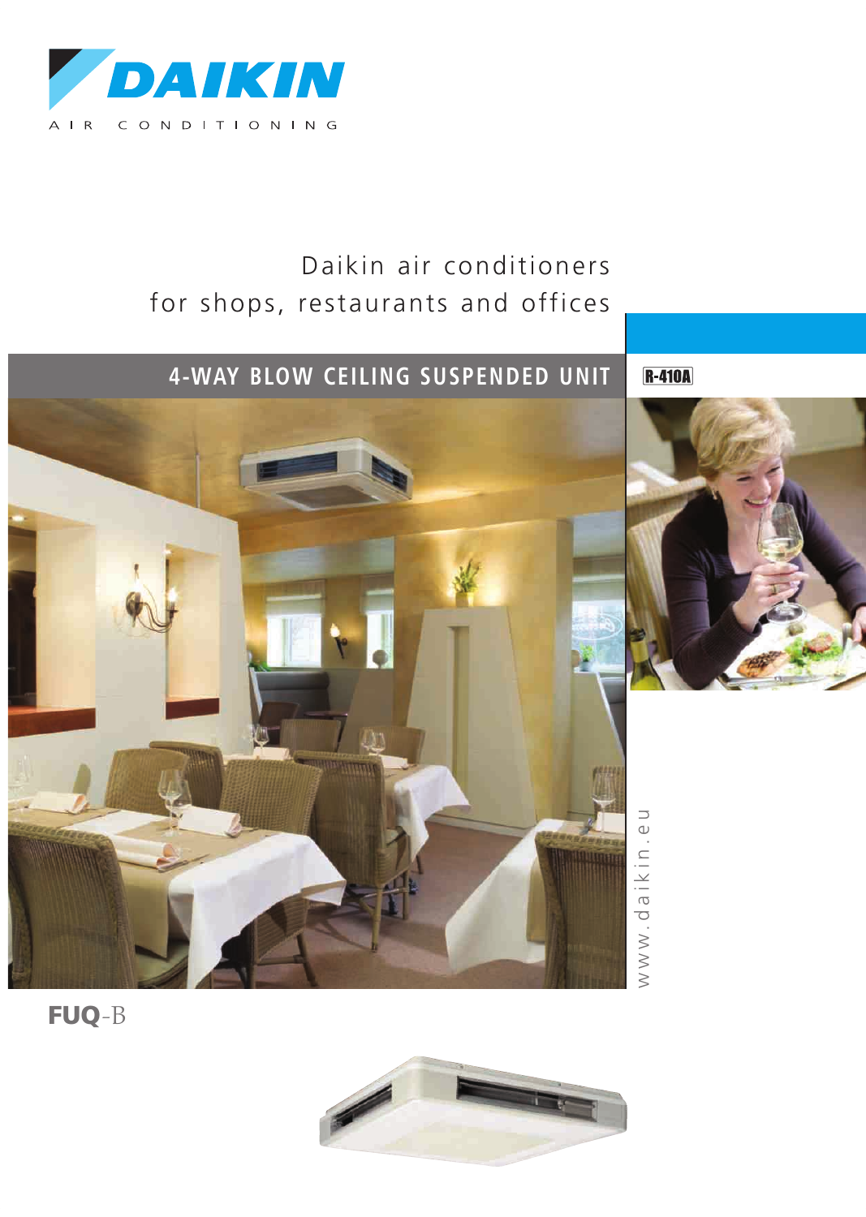DAIKIN

AIR CONDITIONING

Daikin air conditioners
for shops, restaurants and offices

# 4-WAY BLOW CEILING SUSPENDED UNIT

R-410A

www.daikin.eu

**FUQ**-B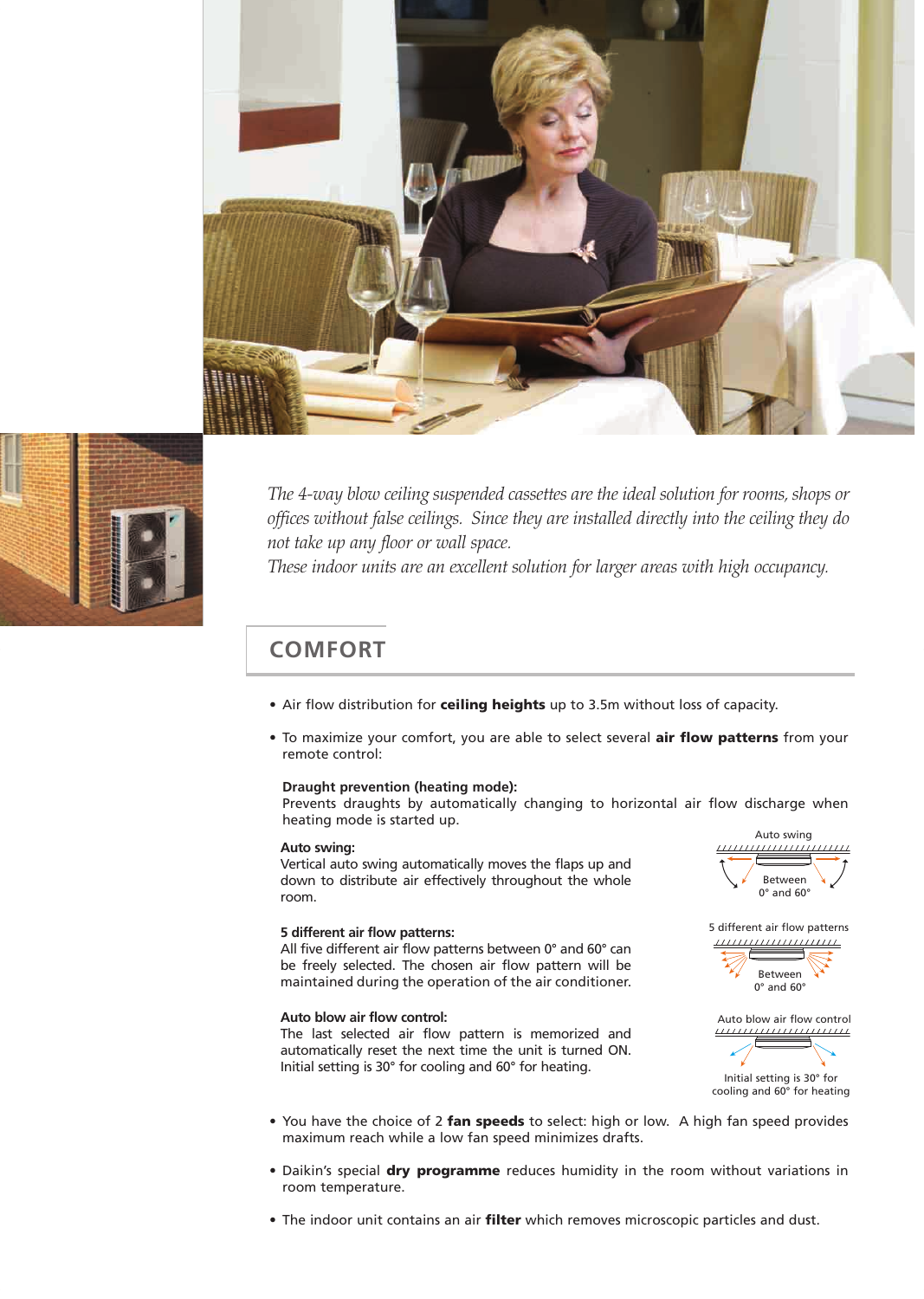*The 4-way blow ceiling suspended cassettes are the ideal solution for rooms, shops or offices without false ceilings. Since they are installed directly into the ceiling they do not take up any floor or wall space.*
*These indoor units are an excellent solution for larger areas with high occupancy.*

## COMFORT

- Air flow distribution for **ceiling heights** up to 3.5m without loss of capacity.
- To maximize your comfort, you are able to select several **air flow patterns** from your remote control:

  **Draught prevention (heating mode):**
  Prevents draughts by automatically changing to horizontal air flow discharge when heating mode is started up.

  **Auto swing:**
  Vertical auto swing automatically moves the flaps up and down to distribute air effectively throughout the whole room.

  Auto swing
  Between 0° and 60°

  **5 different air flow patterns:**
  All five different air flow patterns between 0° and 60° can be freely selected. The chosen air flow pattern will be maintained during the operation of the air conditioner.

  5 different air flow patterns
  Between 0° and 60°

  **Auto blow air flow control:**
  The last selected air flow pattern is memorized and automatically reset the next time the unit is turned ON. Initial setting is 30° for cooling and 60° for heating.

  Auto blow air flow control
  Initial setting is 30° for cooling and 60° for heating

- You have the choice of 2 **fan speeds** to select: high or low. A high fan speed provides maximum reach while a low fan speed minimizes drafts.
- Daikin's special **dry programme** reduces humidity in the room without variations in room temperature.
- The indoor unit contains an air **filter** which removes microscopic particles and dust.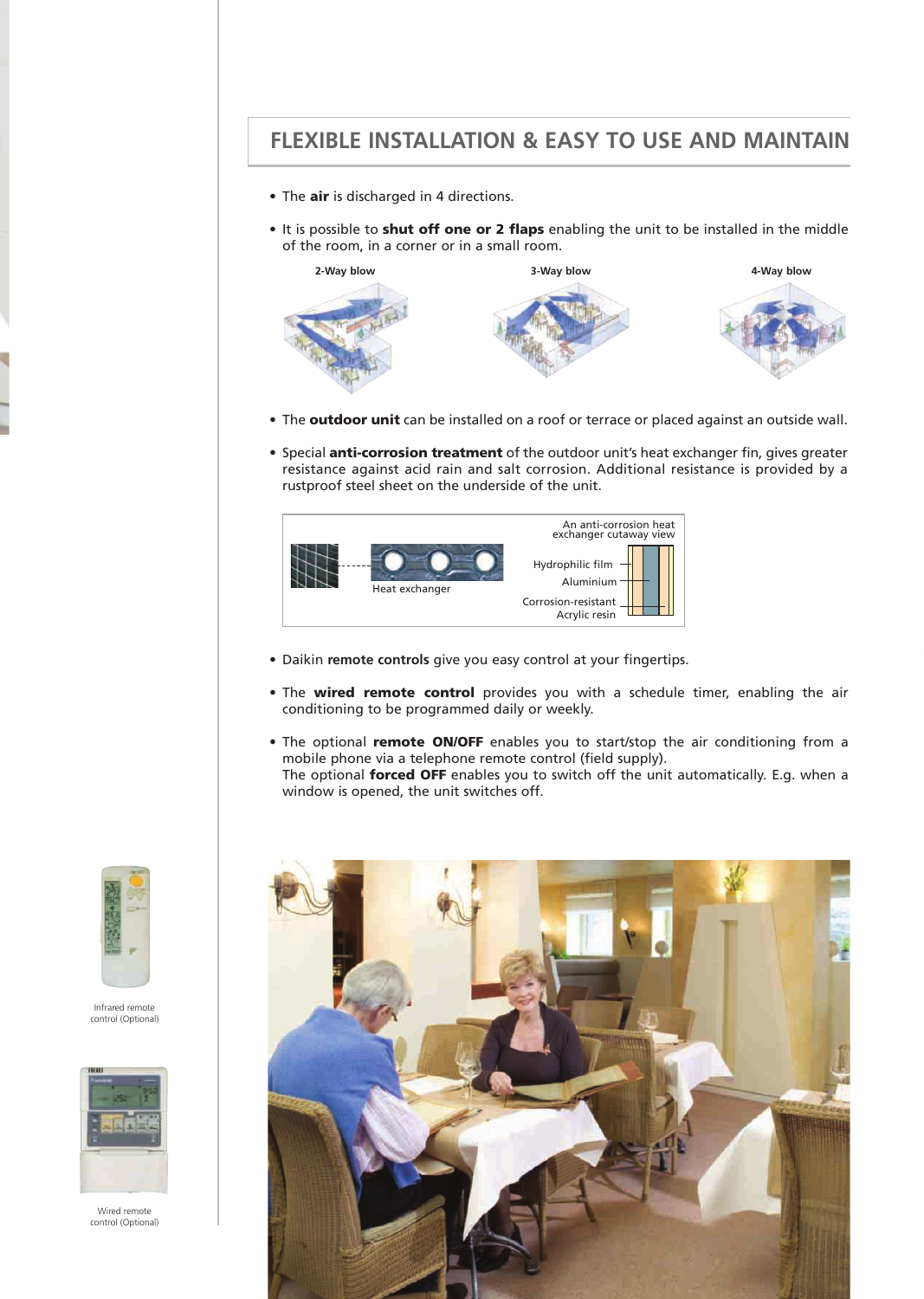## FLEXIBLE INSTALLATION & EASY TO USE AND MAINTAIN

- The **air** is discharged in 4 directions.
- It is possible to **shut off one or 2 flaps** enabling the unit to be installed in the middle of the room, in a corner or in a small room.

2-Way blow

3-Way blow

4-Way blow

- The **outdoor unit** can be installed on a roof or terrace or placed against an outside wall.
- Special **anti-corrosion treatment** of the outdoor unit's heat exchanger fin, gives greater resistance against acid rain and salt corrosion. Additional resistance is provided by a rustproof steel sheet on the underside of the unit.

Heat exchanger

An anti-corrosion heat exchanger cutaway view

Hydrophilic film

Aluminium

Corrosion-resistant Acrylic resin

- Daikin **remote controls** give you easy control at your fingertips.
- The **wired remote control** provides you with a schedule timer, enabling the air conditioning to be programmed daily or weekly.
- The optional **remote ON/OFF** enables you to start/stop the air conditioning from a mobile phone via a telephone remote control (field supply).
  The optional **forced OFF** enables you to switch off the unit automatically. E.g. when a window is opened, the unit switches off.

Infrared remote control (Optional)

Wired remote control (Optional)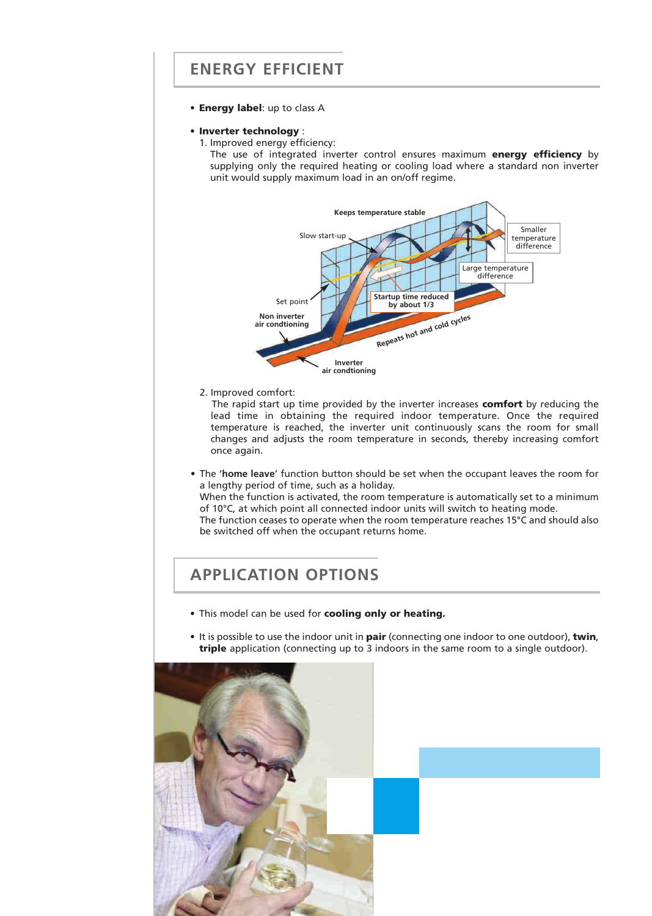## ENERGY EFFICIENT

- **Energy label**: up to class A

- **Inverter technology** :
  1. Improved energy efficiency:
     The use of integrated inverter control ensures maximum **energy efficiency** by supplying only the required heating or cooling load where a standard non inverter unit would supply maximum load in an on/off regime.

  2. Improved comfort:
     The rapid start up time provided by the inverter increases **comfort** by reducing the lead time in obtaining the required indoor temperature. Once the required temperature is reached, the inverter unit continuously scans the room for small changes and adjusts the room temperature in seconds, thereby increasing comfort once again.

- The '**home leave**' function button should be set when the occupant leaves the room for a lengthy period of time, such as a holiday.
  When the function is activated, the room temperature is automatically set to a minimum of 10°C, at which point all connected indoor units will switch to heating mode.
  The function ceases to operate when the room temperature reaches 15°C and should also be switched off when the occupant returns home.

## APPLICATION OPTIONS

- This model can be used for **cooling only or heating.**

- It is possible to use the indoor unit in **pair** (connecting one indoor to one outdoor), **twin**, **triple** application (connecting up to 3 indoors in the same room to a single outdoor).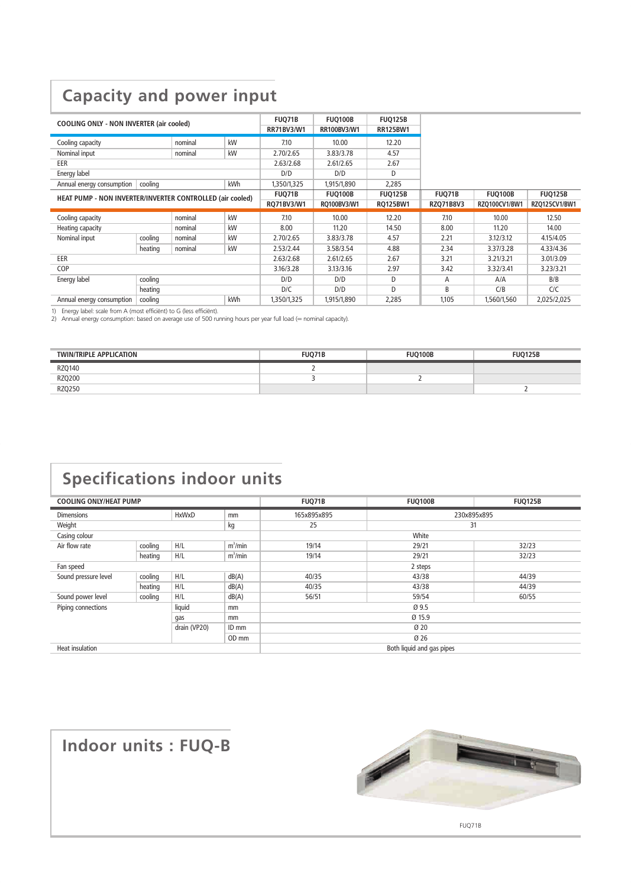## Capacity and power input

| COOLING ONLY - NON INVERTER (air cooled) | | | | FUQ71B RR71BV3/W1 | FUQ100B RR100BV3/W1 | FUQ125B RR125BW1 | | | |
|---|---|---|---|---|---|---|---|---|---|
| Cooling capacity | | nominal | kW | 7.10 | 10.00 | 12.20 | | | |
| Nominal input | | nominal | kW | 2.70/2.65 | 3.83/3.78 | 4.57 | | | |
| EER | | | | 2.63/2.68 | 2.61/2.65 | 2.67 | | | |
| Energy label | | | | D/D | D/D | D | | | |
| Annual energy consumption | cooling | | kWh | 1,350/1,325 | 1,915/1,890 | 2,285 | | | |
| **HEAT PUMP - NON INVERTER/INVERTER CONTROLLED (air cooled)** | | | | **FUQ71B RQ71BV3/W1** | **FUQ100B RQ100BV3/W1** | **FUQ125B RQ125BW1** | **FUQ71B RZQ71B8V3** | **FUQ100B RZQ100CV1/BW1** | **FUQ125B RZQ125CV1/BW1** |
| Cooling capacity | | nominal | kW | 7.10 | 10.00 | 12.20 | 7.10 | 10.00 | 12.50 |
| Heating capacity | | nominal | kW | 8.00 | 11.20 | 14.50 | 8.00 | 11.20 | 14.00 |
| Nominal input | cooling | nominal | kW | 2.70/2.65 | 3.83/3.78 | 4.57 | 2.21 | 3.12/3.12 | 4.15/4.05 |
| | heating | nominal | kW | 2.53/2.44 | 3.58/3.54 | 4.88 | 2.34 | 3.37/3.28 | 4.33/4.36 |
| EER | | | | 2.63/2.68 | 2.61/2.65 | 2.67 | 3.21 | 3.21/3.21 | 3.01/3.09 |
| COP | | | | 3.16/3.28 | 3.13/3.16 | 2.97 | 3.42 | 3.32/3.41 | 3.23/3.21 |
| Energy label | cooling | | | D/D | D/D | D | A | A/A | B/B |
| | heating | | | D/C | D/D | D | B | C/B | C/C |
| Annual energy consumption | cooling | | kWh | 1,350/1,325 | 1,915/1,890 | 2,285 | 1,105 | 1,560/1,560 | 2,025/2,025 |

1) Energy label: scale from A (most efficiënt) to G (less efficiënt).
2) Annual energy consumption: based on average use of 500 running hours per year full load (= nominal capacity).

| TWIN/TRIPLE APPLICATION | FUQ71B | FUQ100B | FUQ125B |
|---|---|---|---|
| RZQ140 | 2 | | |
| RZQ200 | 3 | 2 | |
| RZQ250 | | | 2 |

## Specifications indoor units

| COOLING ONLY/HEAT PUMP | | | | FUQ71B | FUQ100B | FUQ125B |
|---|---|---|---|---|---|---|
| Dimensions | | HxWxD | mm | 165x895x895 | 230x895x895 | |
| Weight | | | kg | 25 | 31 | |
| Casing colour | | | | White | | |
| Air flow rate | cooling | H/L | m³/min | 19/14 | 29/21 | 32/23 |
| | heating | H/L | m³/min | 19/14 | 29/21 | 32/23 |
| Fan speed | | | | 2 steps | | |
| Sound pressure level | cooling | H/L | dB(A) | 40/35 | 43/38 | 44/39 |
| | heating | H/L | dB(A) | 40/35 | 43/38 | 44/39 |
| Sound power level | cooling | H/L | dB(A) | 56/51 | 59/54 | 60/55 |
| Piping connections | | liquid | mm | Ø 9.5 | | |
| | | gas | mm | Ø 15.9 | | |
| | | drain (VP20) | ID mm | Ø 20 | | |
| | | | OD mm | Ø 26 | | |
| Heat insulation | | | | Both liquid and gas pipes | | |

## Indoor units : FUQ-B

FUQ71B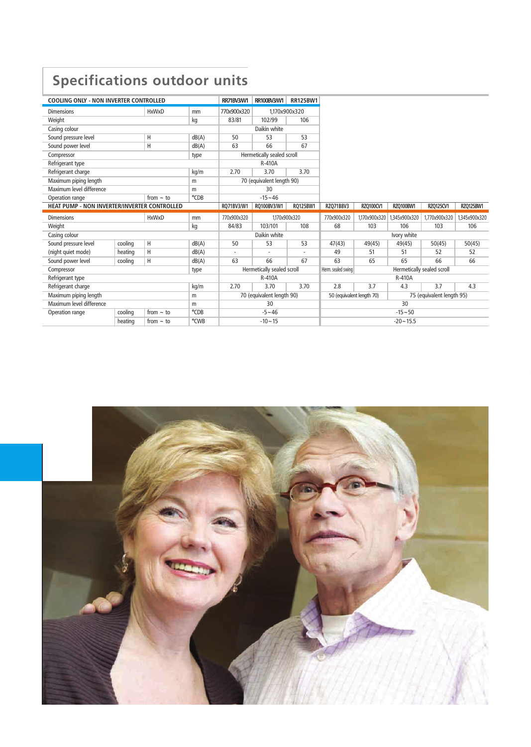# Specifications outdoor units

| COOLING ONLY - NON INVERTER CONTROLLED | | | | RR71BV3/W1 | RR100BV3/W1 | RR125BW1 |
|---|---|---|---|---|---|---|
| Dimensions | | HxWxD | mm | 770x900x320 | 1,170x900x320 | |
| Weight | | | kg | 83/81 | 102/99 | 106 |
| Casing colour | | | | Daikin white | | |
| Sound pressure level | | H | dB(A) | 50 | 53 | 53 |
| Sound power level | | H | dB(A) | 63 | 66 | 67 |
| Compressor | | | type | Hermetically sealed scroll | | |
| Refrigerant type | | | | R-410A | | |
| Refrigerant charge | | | kg/m | 2.70 | 3.70 | 3.70 |
| Maximum piping length | | | m | 70 (equivalent length 90) | | |
| Maximum level difference | | | m | 30 | | |
| Operation range | | from ~ to | °CDB | -15~46 | | |

| HEAT PUMP - NON INVERTER/INVERTER CONTROLLED | | | | RQ71BV3/W1 | RQ100BV3/W1 | RQ125BW1 | RZQ71B8V3 | RZQ100CV1 | RZQ100BW1 | RZQ125CV1 | RZQ125BW1 |
|---|---|---|---|---|---|---|---|---|---|---|---|
| Dimensions | | HxWxD | mm | 770x900x320 | 1,170x900x320 | | 770x900x320 | 1,170x900x320 | 1,345x900x320 | 1,770x900x320 | 1,345x900x320 |
| Weight | | | kg | 84/83 | 103/101 | 108 | 68 | 103 | 106 | 103 | 106 |
| Casing colour | | | | Daikin white | | | Ivory white | | | | |
| Sound pressure level | cooling | H | dB(A) | 50 | 53 | 53 | 47(43) | 49(45) | 49(45) | 50(45) | 50(45) |
| (night quiet mode) | heating | H | dB(A) | - | - | - | 49 | 51 | 51 | 52 | 52 |
| Sound power level | cooling | H | dB(A) | 63 | 66 | 67 | 63 | 65 | 65 | 66 | 66 |
| Compressor | | | type | Hermetically sealed scroll | | | Herm. sealed swing | Hermetically sealed scroll | | | |
| Refrigerant type | | | | R-410A | | | R-410A | | | | |
| Refrigerant charge | | | kg/m | 2.70 | 3.70 | 3.70 | 2.8 | 3.7 | 4.3 | 3.7 | 4.3 |
| Maximum piping length | | | m | 70 (equivalent length 90) | | | 50 (equivalent length 70) | | 75 (equivalent length 95) | | |
| Maximum level difference | | | m | 30 | | | 30 | | | | |
| Operation range | cooling | from ~ to | °CDB | -5~46 | | | -15~50 | | | | |
| | heating | from ~ to | °CWB | -10~15 | | | -20~15.5 | | | | |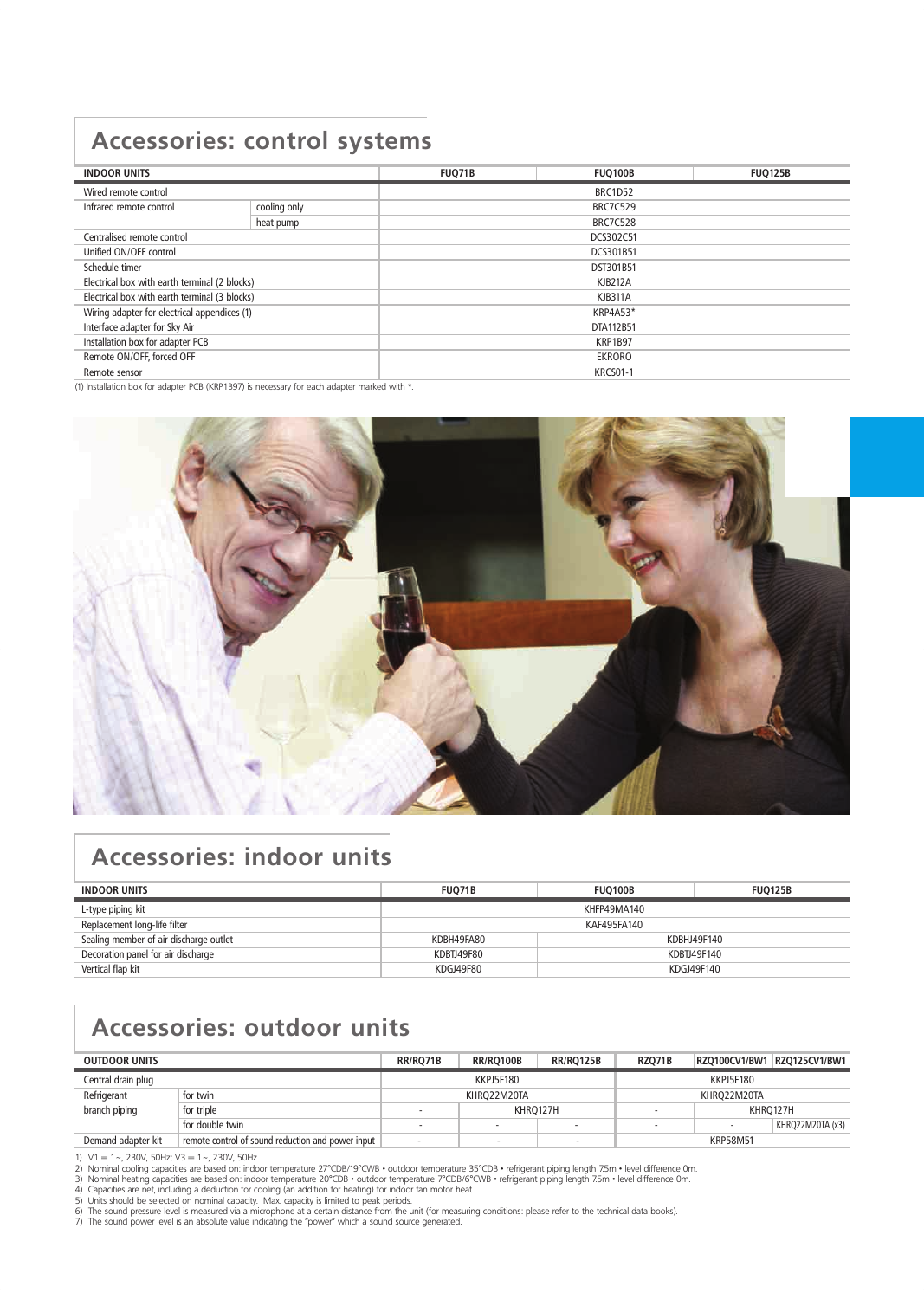## Accessories: control systems

| INDOOR UNITS | | FUQ71B | FUQ100B | FUQ125B |
|---|---|---|---|---|
| Wired remote control | | | BRC1D52 | |
| Infrared remote control | cooling only | | BRC7C529 | |
| | heat pump | | BRC7C528 | |
| Centralised remote control | | | DCS302C51 | |
| Unified ON/OFF control | | | DCS301B51 | |
| Schedule timer | | | DST301B51 | |
| Electrical box with earth terminal (2 blocks) | | | KJB212A | |
| Electrical box with earth terminal (3 blocks) | | | KJB311A | |
| Wiring adapter for electrical appendices (1) | | | KRP4A53* | |
| Interface adapter for Sky Air | | | DTA112B51 | |
| Installation box for adapter PCB | | | KRP1B97 | |
| Remote ON/OFF, forced OFF | | | EKRORO | |
| Remote sensor | | | KRCS01-1 | |

(1) Installation box for adapter PCB (KRP1B97) is necessary for each adapter marked with *.

## Accessories: indoor units

| INDOOR UNITS | FUQ71B | FUQ100B | FUQ125B |
|---|---|---|---|
| L-type piping kit | | KHFP49MA140 | |
| Replacement long-life filter | | KAF495FA140 | |
| Sealing member of air discharge outlet | KDBH49FA80 | KDBHJ49F140 | |
| Decoration panel for air discharge | KDBTJ49F80 | KDBTJ49F140 | |
| Vertical flap kit | KDGJ49F80 | KDGJ49F140 | |

## Accessories: outdoor units

| OUTDOOR UNITS | | RR/RQ71B | RR/RQ100B | RR/RQ125B | RZQ71B | RZQ100CV1/BW1 | RZQ125CV1/BW1 |
|---|---|---|---|---|---|---|---|
| Central drain plug | | | KKPJ5F180 | | | KKPJ5F180 | |
| Refrigerant branch piping | for twin | | KHRQ22M20TA | | | KHRQ22M20TA | |
| | for triple | - | KHRQ127H | | - | KHRQ127H | |
| | for double twin | - | - | - | - | - | KHRQ22M20TA (x3) |
| Demand adapter kit | remote control of sound reduction and power input | - | - | - | | KRP58M51 | |

1) V1 = 1~, 230V, 50Hz; V3 = 1~, 230V, 50Hz
2) Nominal cooling capacities are based on: indoor temperature 27°CDB/19°CWB • outdoor temperature 35°CDB • refrigerant piping length 7.5m • level difference 0m.
3) Nominal heating capacities are based on: indoor temperature 20°CDB • outdoor temperature 7°CDB/6°CWB • refrigerant piping length 7.5m • level difference 0m.
4) Capacities are net, including a deduction for cooling (an addition for heating) for indoor fan motor heat.
5) Units should be selected on nominal capacity. Max. capacity is limited to peak periods.
6) The sound pressure level is measured via a microphone at a certain distance from the unit (for measuring conditions: please refer to the technical data books).
7) The sound power level is an absolute value indicating the "power" which a sound source generated.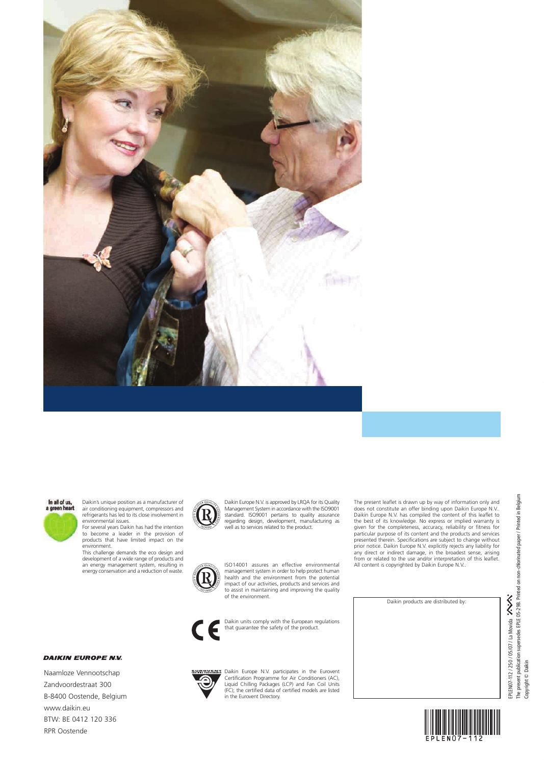In all of us, a green heart

Daikin's unique position as a manufacturer of air conditioning equipment, compressors and refrigerants has led to its close involvement in environmental issues.
For several years Daikin has had the intention to become a leader in the provision of products that have limited impact on the environment.
This challenge demands the eco design and development of a wide range of products and an energy management system, resulting in energy conservation and a reduction of waste.

Daikin Europe N.V. is approved by LRQA for its Quality Management System in accordance with the ISO9001 standard. ISO9001 pertains to quality assurance regarding design, development, manufacturing as well as to services related to the product.

ISO14001 assures an effective environmental management system in order to help protect human health and the environment from the potential impact of our activities, products and services and to assist in maintaining and improving the quality of the environment.

Daikin units comply with the European regulations that guarantee the safety of the product.

Daikin Europe N.V. participates in the Eurovent Certification Programme for Air Conditioners (AC), Liquid Chilling Packages (LCP) and Fan Coil Units (FC); the certified data of certified models are listed in the Eurovent Directory.

The present leaflet is drawn up by way of information only and does not constitute an offer binding upon Daikin Europe N.V.. Daikin Europe N.V. has compiled the content of this leaflet to the best of its knowledge. No express or implied warranty is given for the completeness, accuracy, reliability or fitness for particular purpose of its content and the products and services presented therein. Specifications are subject to change without prior notice. Daikin Europe N.V. explicitly rejects any liability for any direct or indirect damage, in the broadest sense, arising from or related to the use and/or interpretation of this leaflet. All content is copyrighted by Daikin Europe N.V..

Daikin products are distributed by:

**DAIKIN EUROPE N.V.**

Naamloze Vennootschap
Zandvoordestraat 300
B-8400 Oostende, Belgium
www.daikin.eu
BTW: BE 0412 120 336
RPR Oostende

EPLEN07-112 / 250 / 05/07 / La Movida
The present publication supersedes EPLE 05-298. Printed on non-chlorinated paper / Printed in Belgium
Copyright © Daikin

EPLEN07-112